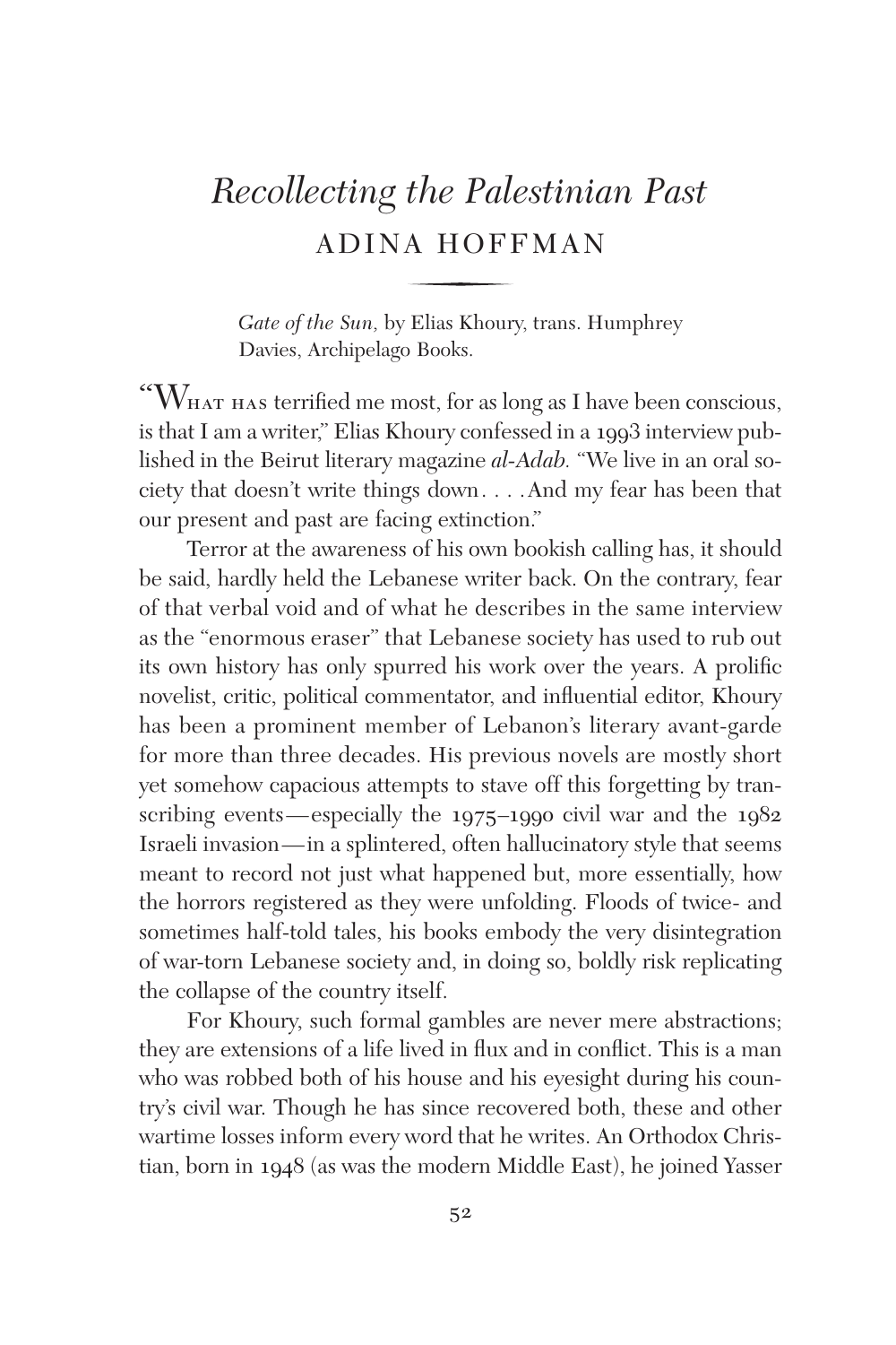# *Recollecting the Palestinian Past*

## ADINA HOFFMAN

*Gate of the Sun,* by Elias Khoury, trans. Humphrey Davies, Archipelago Books.

"What has terrified me most, for as long as I have been conscious, is that I am a writer," Elias Khoury confessed in a 1993 interview published in the Beirut literary magazine *al-Adab.* "We live in an oral society that doesn't write things down. . . . And my fear has been that our present and past are facing extinction."

Terror at the awareness of his own bookish calling has, it should be said, hardly held the Lebanese writer back. On the contrary, fear of that verbal void and of what he describes in the same interview as the "enormous eraser" that Lebanese society has used to rub out its own history has only spurred his work over the years. A prolific novelist, critic, political commentator, and influential editor, Khoury has been a prominent member of Lebanon's literary avant-garde for more than three decades. His previous novels are mostly short yet somehow capacious attempts to stave off this forgetting by transcribing events—especially the 1975–1990 civil war and the 1982 Israeli invasion—in a splintered, often hallucinatory style that seems meant to record not just what happened but, more essentially, how the horrors registered as they were unfolding. Floods of twice- and sometimes half-told tales, his books embody the very disintegration of war-torn Lebanese society and, in doing so, boldly risk replicating the collapse of the country itself.

For Khoury, such formal gambles are never mere abstractions; they are extensions of a life lived in flux and in conflict. This is a man who was robbed both of his house and his eyesight during his country's civil war. Though he has since recovered both, these and other wartime losses inform every word that he writes. An Orthodox Christian, born in 1948 (as was the modern Middle East), he joined Yasser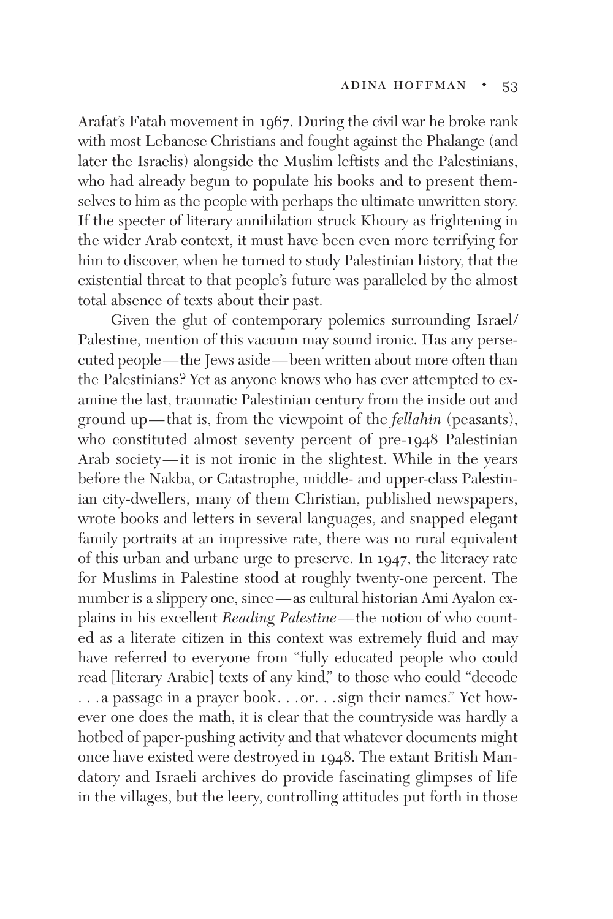Arafat's Fatah movement in 1967. During the civil war he broke rank with most Lebanese Christians and fought against the Phalange (and later the Israelis) alongside the Muslim leftists and the Palestinians, who had already begun to populate his books and to present themselves to him as the people with perhaps the ultimate unwritten story. If the specter of literary annihilation struck Khoury as frightening in the wider Arab context, it must have been even more terrifying for him to discover, when he turned to study Palestinian history, that the existential threat to that people's future was paralleled by the almost total absence of texts about their past.

Given the glut of contemporary polemics surrounding Israel/Palestine, mention of this vacuum may sound ironic. Has any persecuted people—the Jews aside—been written about more often than the Palestinians? Yet as anyone knows who has ever attempted to examine the last, traumatic Palestinian century from the inside out and ground up—that is, from the viewpoint of the *fellahin* (peasants), who constituted almost seventy percent of pre-1948 Palestinian Arab society—it is not ironic in the slightest. While in the years before the Nakba, or Catastrophe, middle- and upper-class Palestinian city-dwellers, many of them Christian, published newspapers, wrote books and letters in several languages, and snapped elegant family portraits at an impressive rate, there was no rural equivalent of this urban and urbane urge to preserve. In 1947, the literacy rate for Muslims in Palestine stood at roughly twenty-one percent. The number is a slippery one, since—as cultural historian Ami Ayalon explains in his excellent *Reading Palestine*—the notion of who counted as a literate citizen in this context was extremely fluid and may have referred to everyone from "fully educated people who could read [literary Arabic] texts of any kind," to those who could "decode . . . a passage in a prayer book. . . or. . . sign their names." Yet however one does the math, it is clear that the countryside was hardly a hotbed of paper-pushing activity and that whatever documents might once have existed were destroyed in 1948. The extant British Mandatory and Israeli archives do provide fascinating glimpses of life in the villages, but the leery, controlling attitudes put forth in those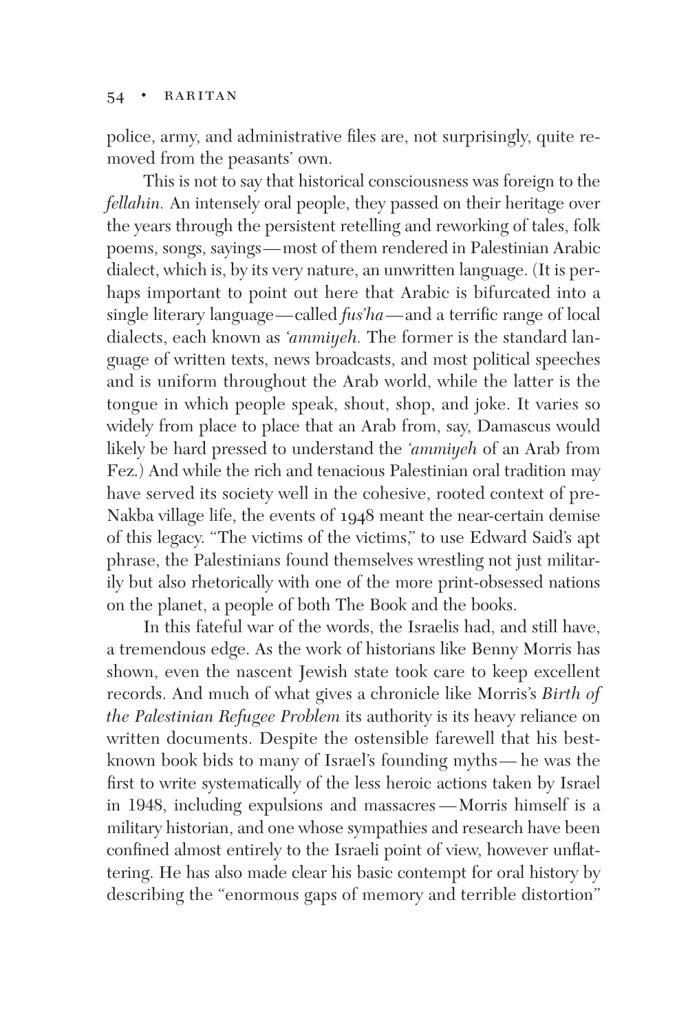police, army, and administrative files are, not surprisingly, quite removed from the peasants' own.

This is not to say that historical consciousness was foreign to the *fellahin.* An intensely oral people, they passed on their heritage over the years through the persistent retelling and reworking of tales, folk poems, songs, sayings—most of them rendered in Palestinian Arabic dialect, which is, by its very nature, an unwritten language. (It is perhaps important to point out here that Arabic is bifurcated into a single literary language—called *fus'ha*—and a terrific range of local dialects, each known as *'ammiyeh.* The former is the standard language of written texts, news broadcasts, and most political speeches and is uniform throughout the Arab world, while the latter is the tongue in which people speak, shout, shop, and joke. It varies so widely from place to place that an Arab from, say, Damascus would likely be hard pressed to understand the *'ammiyeh* of an Arab from Fez.) And while the rich and tenacious Palestinian oral tradition may have served its society well in the cohesive, rooted context of pre-Nakba village life, the events of 1948 meant the near-certain demise of this legacy. "The victims of the victims," to use Edward Said's apt phrase, the Palestinians found themselves wrestling not just militarily but also rhetorically with one of the more print-obsessed nations on the planet, a people of both The Book and the books.

In this fateful war of the words, the Israelis had, and still have, a tremendous edge. As the work of historians like Benny Morris has shown, even the nascent Jewish state took care to keep excellent records. And much of what gives a chronicle like Morris's *Birth of the Palestinian Refugee Problem* its authority is its heavy reliance on written documents. Despite the ostensible farewell that his best-known book bids to many of Israel's founding myths—he was the first to write systematically of the less heroic actions taken by Israel in 1948, including expulsions and massacres—Morris himself is a military historian, and one whose sympathies and research have been confined almost entirely to the Israeli point of view, however unflattering. He has also made clear his basic contempt for oral history by describing the "enormous gaps of memory and terrible distortion"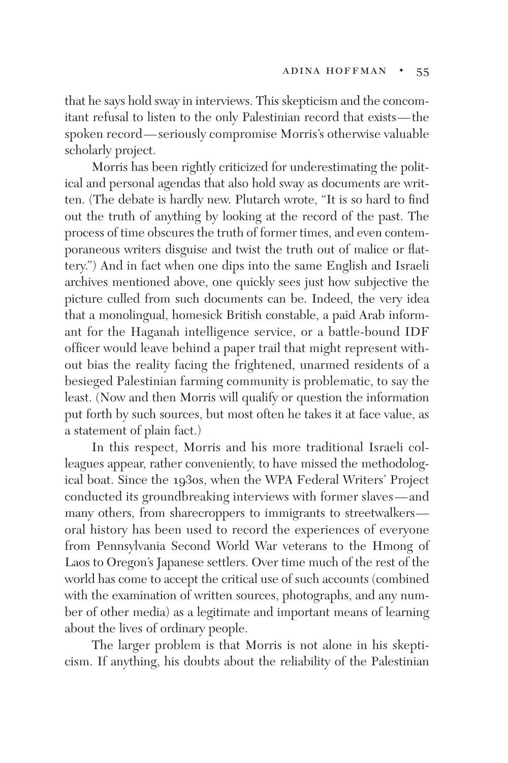that he says hold sway in interviews. This skepticism and the concomitant refusal to listen to the only Palestinian record that exists—the spoken record—seriously compromise Morris's otherwise valuable scholarly project.

Morris has been rightly criticized for underestimating the political and personal agendas that also hold sway as documents are written. (The debate is hardly new. Plutarch wrote, "It is so hard to find out the truth of anything by looking at the record of the past. The process of time obscures the truth of former times, and even contemporaneous writers disguise and twist the truth out of malice or flattery.") And in fact when one dips into the same English and Israeli archives mentioned above, one quickly sees just how subjective the picture culled from such documents can be. Indeed, the very idea that a monolingual, homesick British constable, a paid Arab informant for the Haganah intelligence service, or a battle-bound IDF officer would leave behind a paper trail that might represent without bias the reality facing the frightened, unarmed residents of a besieged Palestinian farming community is problematic, to say the least. (Now and then Morris will qualify or question the information put forth by such sources, but most often he takes it at face value, as a statement of plain fact.)

In this respect, Morris and his more traditional Israeli colleagues appear, rather conveniently, to have missed the methodological boat. Since the 1930s, when the WPA Federal Writers' Project conducted its groundbreaking interviews with former slaves—and many others, from sharecroppers to immigrants to streetwalkers—oral history has been used to record the experiences of everyone from Pennsylvania Second World War veterans to the Hmong of Laos to Oregon's Japanese settlers. Over time much of the rest of the world has come to accept the critical use of such accounts (combined with the examination of written sources, photographs, and any number of other media) as a legitimate and important means of learning about the lives of ordinary people.

The larger problem is that Morris is not alone in his skepticism. If anything, his doubts about the reliability of the Palestinian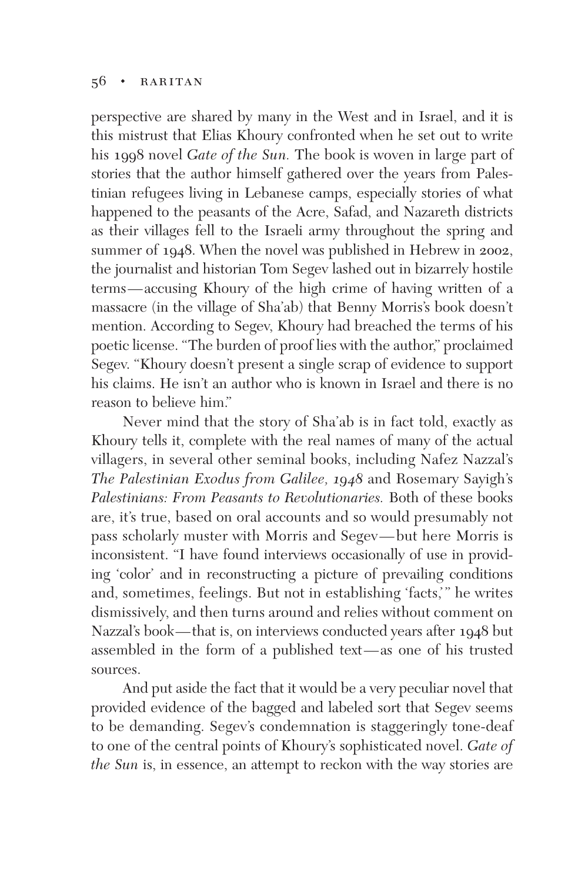perspective are shared by many in the West and in Israel, and it is this mistrust that Elias Khoury confronted when he set out to write his 1998 novel *Gate of the Sun.* The book is woven in large part of stories that the author himself gathered over the years from Palestinian refugees living in Lebanese camps, especially stories of what happened to the peasants of the Acre, Safad, and Nazareth districts as their villages fell to the Israeli army throughout the spring and summer of 1948. When the novel was published in Hebrew in 2002, the journalist and historian Tom Segev lashed out in bizarrely hostile terms—accusing Khoury of the high crime of having written of a massacre (in the village of Sha'ab) that Benny Morris's book doesn't mention. According to Segev, Khoury had breached the terms of his poetic license. "The burden of proof lies with the author," proclaimed Segev. "Khoury doesn't present a single scrap of evidence to support his claims. He isn't an author who is known in Israel and there is no reason to believe him."

Never mind that the story of Sha'ab is in fact told, exactly as Khoury tells it, complete with the real names of many of the actual villagers, in several other seminal books, including Nafez Nazzal's *The Palestinian Exodus from Galilee, 1948* and Rosemary Sayigh's *Palestinians: From Peasants to Revolutionaries.* Both of these books are, it's true, based on oral accounts and so would presumably not pass scholarly muster with Morris and Segev—but here Morris is inconsistent. "I have found interviews occasionally of use in providing 'color' and in reconstructing a picture of prevailing conditions and, sometimes, feelings. But not in establishing 'facts,'" he writes dismissively, and then turns around and relies without comment on Nazzal's book—that is, on interviews conducted years after 1948 but assembled in the form of a published text—as one of his trusted sources.

And put aside the fact that it would be a very peculiar novel that provided evidence of the bagged and labeled sort that Segev seems to be demanding. Segev's condemnation is staggeringly tone-deaf to one of the central points of Khoury's sophisticated novel. *Gate of the Sun* is, in essence, an attempt to reckon with the way stories are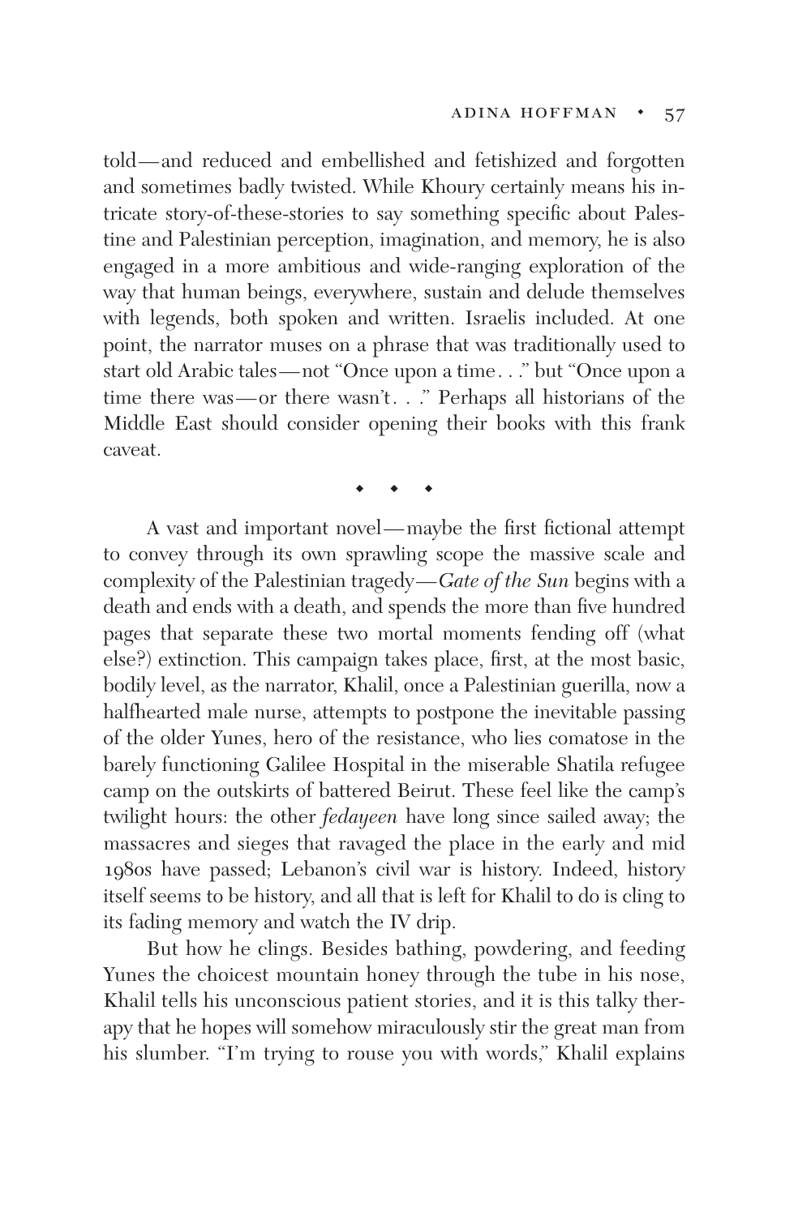told—and reduced and embellished and fetishized and forgotten and sometimes badly twisted. While Khoury certainly means his intricate story-of-these-stories to say something specific about Palestine and Palestinian perception, imagination, and memory, he is also engaged in a more ambitious and wide-ranging exploration of the way that human beings, everywhere, sustain and delude themselves with legends, both spoken and written. Israelis included. At one point, the narrator muses on a phrase that was traditionally used to start old Arabic tales—not "Once upon a time . . ." but "Once upon a time there was—or there wasn't . . ." Perhaps all historians of the Middle East should consider opening their books with this frank caveat.

◆ ◆ ◆

A vast and important novel—maybe the first fictional attempt to convey through its own sprawling scope the massive scale and complexity of the Palestinian tragedy—*Gate of the Sun* begins with a death and ends with a death, and spends the more than five hundred pages that separate these two mortal moments fending off (what else?) extinction. This campaign takes place, first, at the most basic, bodily level, as the narrator, Khalil, once a Palestinian guerilla, now a halfhearted male nurse, attempts to postpone the inevitable passing of the older Yunes, hero of the resistance, who lies comatose in the barely functioning Galilee Hospital in the miserable Shatila refugee camp on the outskirts of battered Beirut. These feel like the camp's twilight hours: the other *fedayeen* have long since sailed away; the massacres and sieges that ravaged the place in the early and mid 1980s have passed; Lebanon's civil war is history. Indeed, history itself seems to be history, and all that is left for Khalil to do is cling to its fading memory and watch the IV drip.

But how he clings. Besides bathing, powdering, and feeding Yunes the choicest mountain honey through the tube in his nose, Khalil tells his unconscious patient stories, and it is this talky therapy that he hopes will somehow miraculously stir the great man from his slumber. "I'm trying to rouse you with words," Khalil explains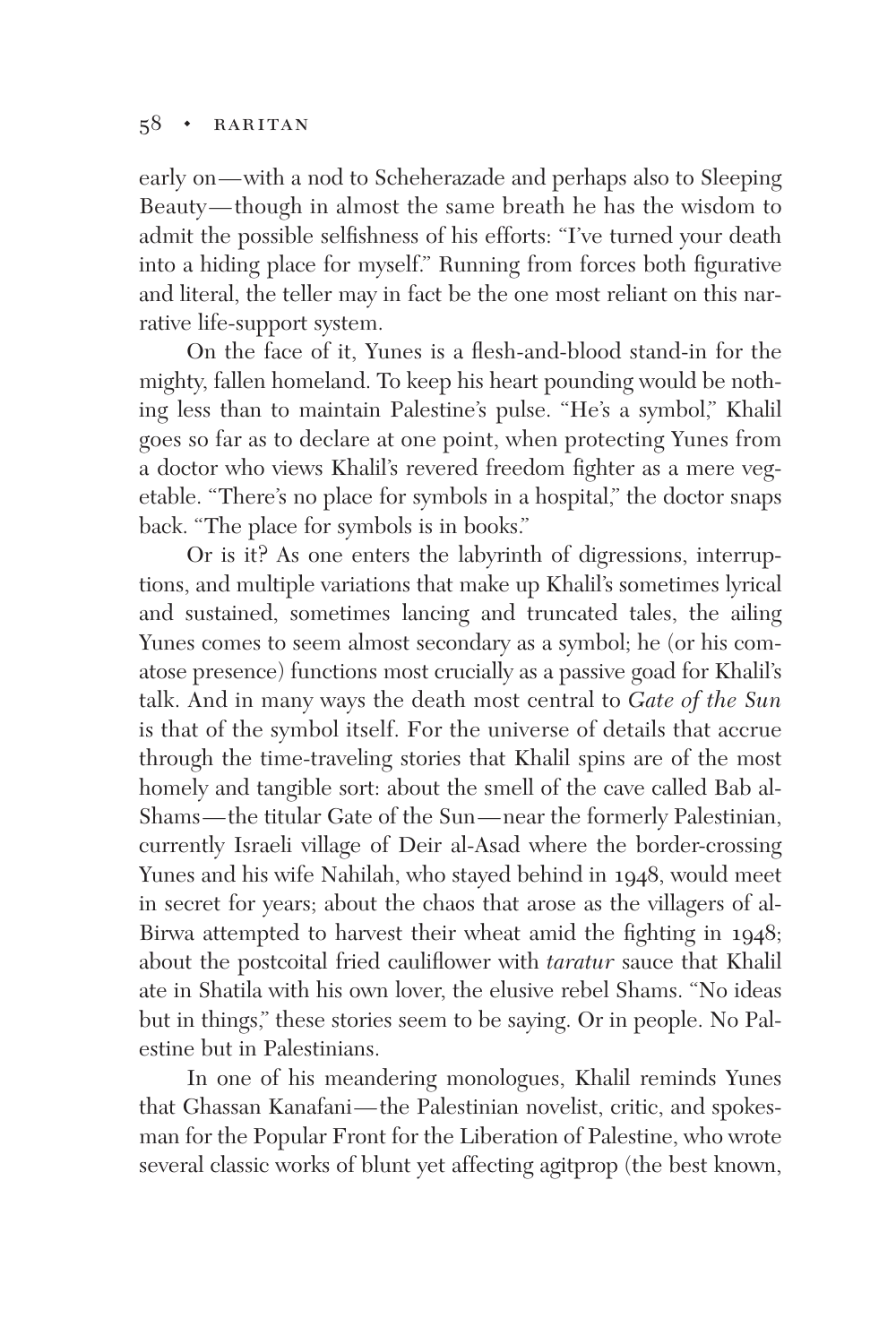early on—with a nod to Scheherazade and perhaps also to Sleeping Beauty—though in almost the same breath he has the wisdom to admit the possible selfishness of his efforts: "I've turned your death into a hiding place for myself." Running from forces both figurative and literal, the teller may in fact be the one most reliant on this narrative life-support system.

On the face of it, Yunes is a flesh-and-blood stand-in for the mighty, fallen homeland. To keep his heart pounding would be nothing less than to maintain Palestine's pulse. "He's a symbol," Khalil goes so far as to declare at one point, when protecting Yunes from a doctor who views Khalil's revered freedom fighter as a mere vegetable. "There's no place for symbols in a hospital," the doctor snaps back. "The place for symbols is in books."

Or is it? As one enters the labyrinth of digressions, interruptions, and multiple variations that make up Khalil's sometimes lyrical and sustained, sometimes lancing and truncated tales, the ailing Yunes comes to seem almost secondary as a symbol; he (or his comatose presence) functions most crucially as a passive goad for Khalil's talk. And in many ways the death most central to *Gate of the Sun* is that of the symbol itself. For the universe of details that accrue through the time-traveling stories that Khalil spins are of the most homely and tangible sort: about the smell of the cave called Bab al-Shams—the titular Gate of the Sun—near the formerly Palestinian, currently Israeli village of Deir al-Asad where the border-crossing Yunes and his wife Nahilah, who stayed behind in 1948, would meet in secret for years; about the chaos that arose as the villagers of al-Birwa attempted to harvest their wheat amid the fighting in 1948; about the postcoital fried cauliflower with *taratur* sauce that Khalil ate in Shatila with his own lover, the elusive rebel Shams. "No ideas but in things," these stories seem to be saying. Or in people. No Palestine but in Palestinians.

In one of his meandering monologues, Khalil reminds Yunes that Ghassan Kanafani—the Palestinian novelist, critic, and spokesman for the Popular Front for the Liberation of Palestine, who wrote several classic works of blunt yet affecting agitprop (the best known,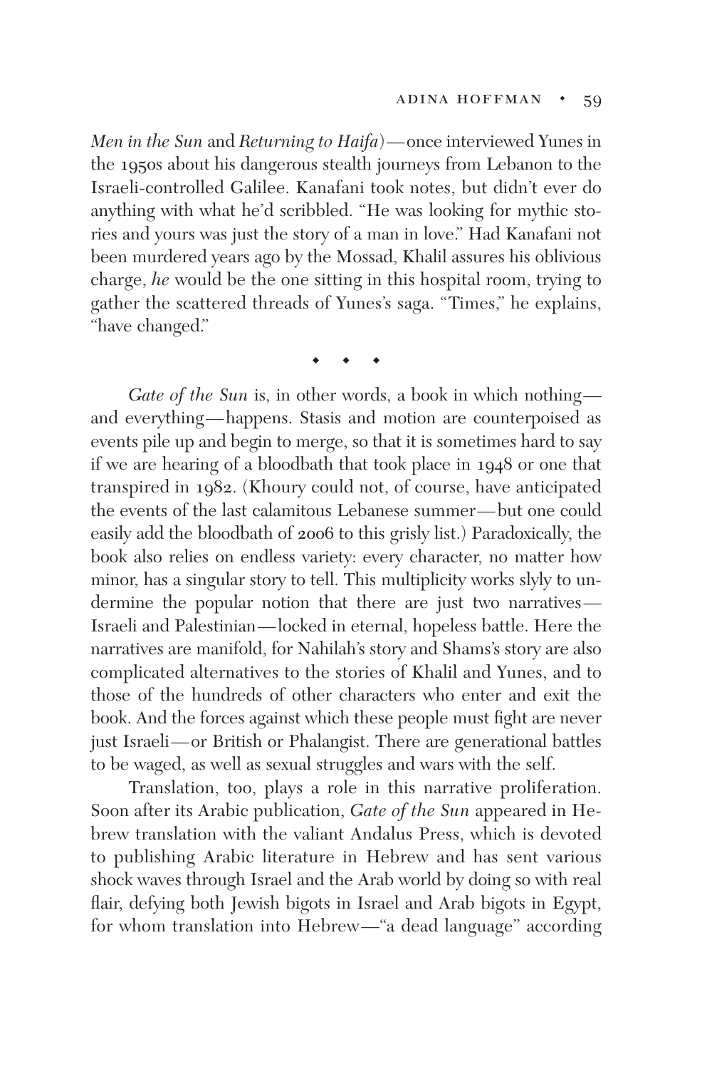*Men in the Sun* and *Returning to Haifa*)—once interviewed Yunes in the 1950s about his dangerous stealth journeys from Lebanon to the Israeli-controlled Galilee. Kanafani took notes, but didn't ever do anything with what he'd scribbled. "He was looking for mythic stories and yours was just the story of a man in love." Had Kanafani not been murdered years ago by the Mossad, Khalil assures his oblivious charge, *he* would be the one sitting in this hospital room, trying to gather the scattered threads of Yunes's saga. "Times," he explains, "have changed."

◆ ◆ ◆

*Gate of the Sun* is, in other words, a book in which nothing—and everything—happens. Stasis and motion are counterpoised as events pile up and begin to merge, so that it is sometimes hard to say if we are hearing of a bloodbath that took place in 1948 or one that transpired in 1982. (Khoury could not, of course, have anticipated the events of the last calamitous Lebanese summer—but one could easily add the bloodbath of 2006 to this grisly list.) Paradoxically, the book also relies on endless variety: every character, no matter how minor, has a singular story to tell. This multiplicity works slyly to undermine the popular notion that there are just two narratives—Israeli and Palestinian—locked in eternal, hopeless battle. Here the narratives are manifold, for Nahilah's story and Shams's story are also complicated alternatives to the stories of Khalil and Yunes, and to those of the hundreds of other characters who enter and exit the book. And the forces against which these people must fight are never just Israeli—or British or Phalangist. There are generational battles to be waged, as well as sexual struggles and wars with the self.

Translation, too, plays a role in this narrative proliferation. Soon after its Arabic publication, *Gate of the Sun* appeared in Hebrew translation with the valiant Andalus Press, which is devoted to publishing Arabic literature in Hebrew and has sent various shock waves through Israel and the Arab world by doing so with real flair, defying both Jewish bigots in Israel and Arab bigots in Egypt, for whom translation into Hebrew—"a dead language" according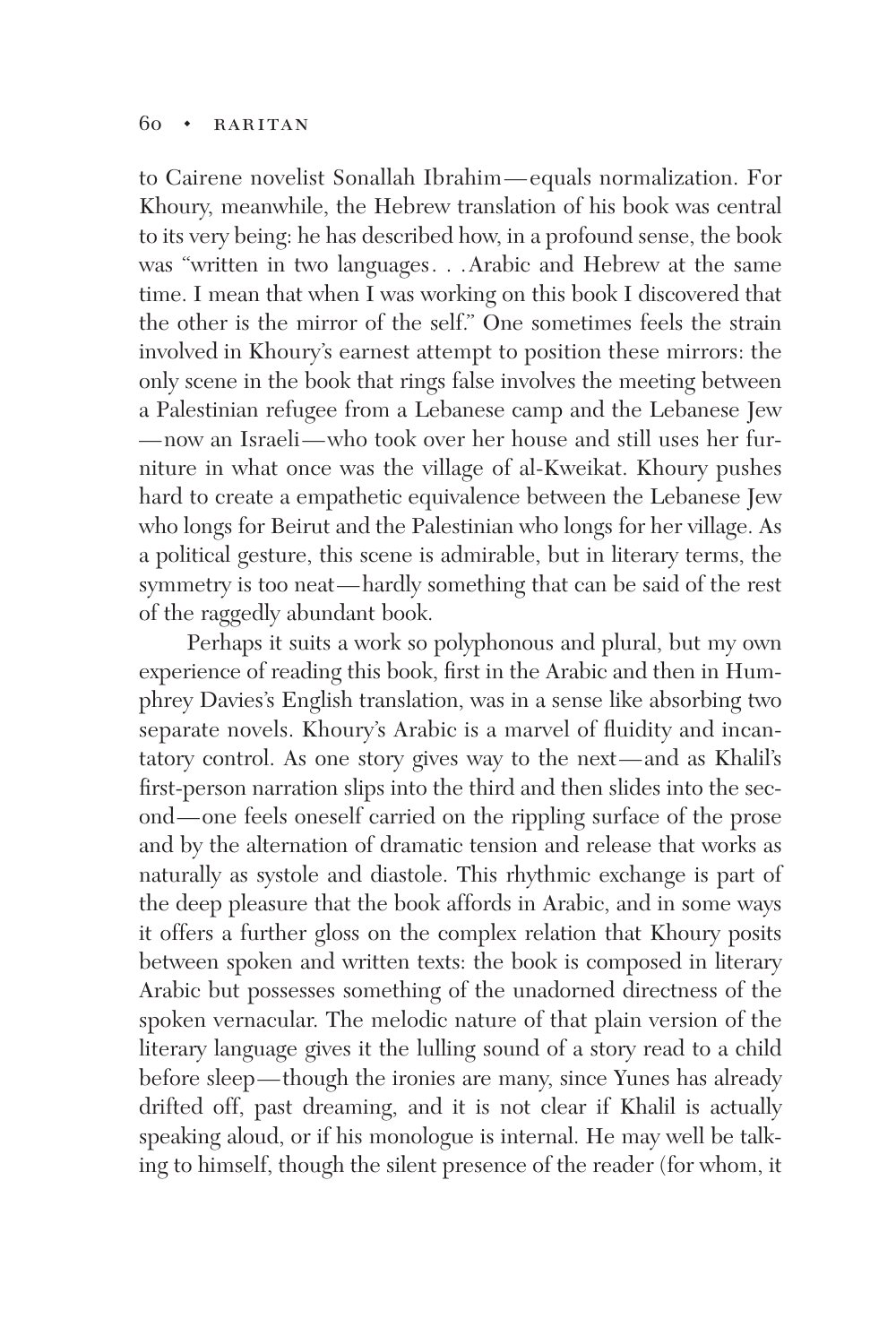to Cairene novelist Sonallah Ibrahim—equals normalization. For Khoury, meanwhile, the Hebrew translation of his book was central to its very being: he has described how, in a profound sense, the book was "written in two languages. . .Arabic and Hebrew at the same time. I mean that when I was working on this book I discovered that the other is the mirror of the self." One sometimes feels the strain involved in Khoury's earnest attempt to position these mirrors: the only scene in the book that rings false involves the meeting between a Palestinian refugee from a Lebanese camp and the Lebanese Jew—now an Israeli—who took over her house and still uses her furniture in what once was the village of al-Kweikat. Khoury pushes hard to create a empathetic equivalence between the Lebanese Jew who longs for Beirut and the Palestinian who longs for her village. As a political gesture, this scene is admirable, but in literary terms, the symmetry is too neat—hardly something that can be said of the rest of the raggedly abundant book.

Perhaps it suits a work so polyphonous and plural, but my own experience of reading this book, first in the Arabic and then in Humphrey Davies's English translation, was in a sense like absorbing two separate novels. Khoury's Arabic is a marvel of fluidity and incantatory control. As one story gives way to the next—and as Khalil's first-person narration slips into the third and then slides into the second—one feels oneself carried on the rippling surface of the prose and by the alternation of dramatic tension and release that works as naturally as systole and diastole. This rhythmic exchange is part of the deep pleasure that the book affords in Arabic, and in some ways it offers a further gloss on the complex relation that Khoury posits between spoken and written texts: the book is composed in literary Arabic but possesses something of the unadorned directness of the spoken vernacular. The melodic nature of that plain version of the literary language gives it the lulling sound of a story read to a child before sleep—though the ironies are many, since Yunes has already drifted off, past dreaming, and it is not clear if Khalil is actually speaking aloud, or if his monologue is internal. He may well be talking to himself, though the silent presence of the reader (for whom, it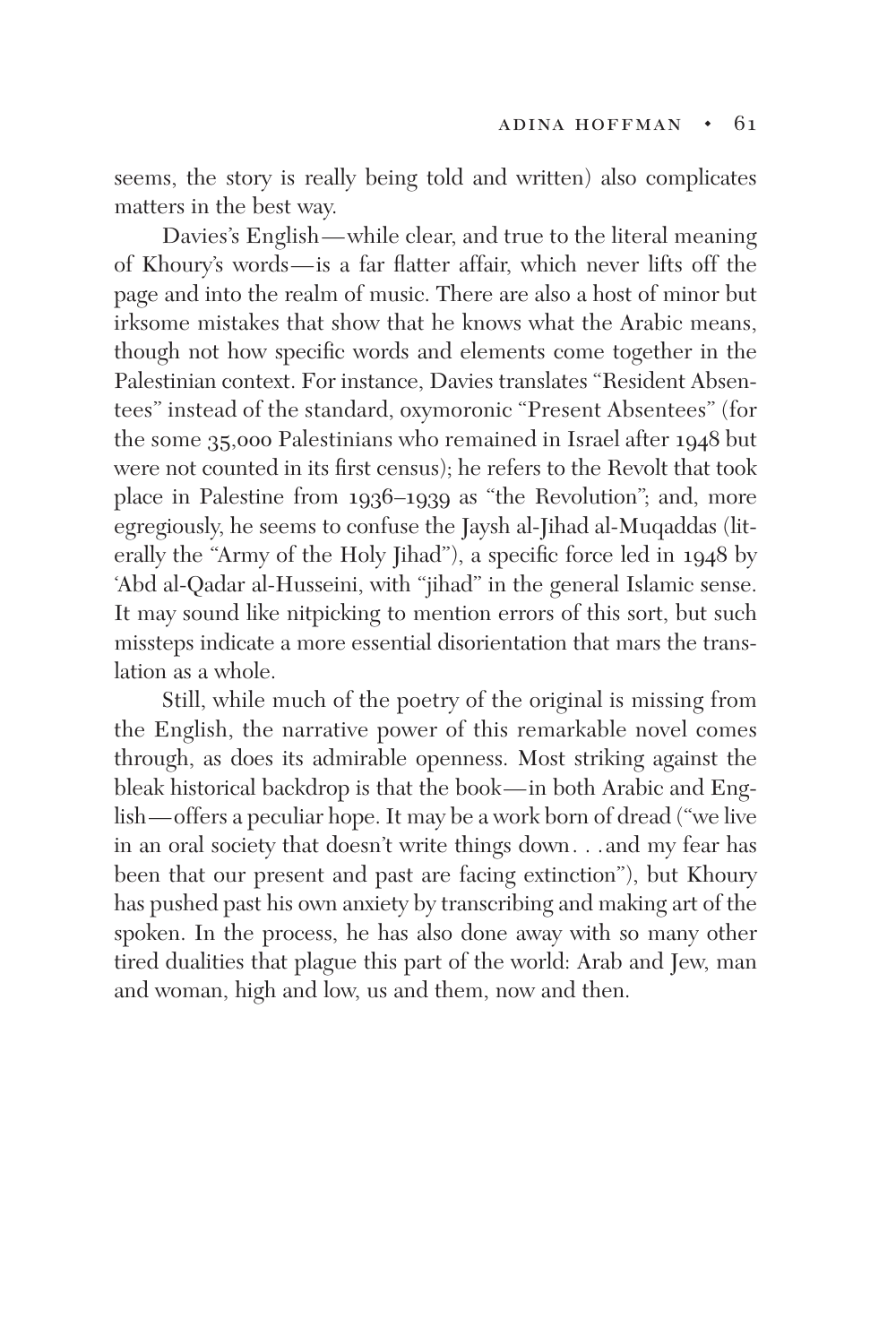seems, the story is really being told and written) also complicates matters in the best way.

Davies's English—while clear, and true to the literal meaning of Khoury's words—is a far flatter affair, which never lifts off the page and into the realm of music. There are also a host of minor but irksome mistakes that show that he knows what the Arabic means, though not how specific words and elements come together in the Palestinian context. For instance, Davies translates "Resident Absentees" instead of the standard, oxymoronic "Present Absentees" (for the some 35,000 Palestinians who remained in Israel after 1948 but were not counted in its first census); he refers to the Revolt that took place in Palestine from 1936–1939 as "the Revolution"; and, more egregiously, he seems to confuse the Jaysh al-Jihad al-Muqaddas (literally the "Army of the Holy Jihad"), a specific force led in 1948 by 'Abd al-Qadar al-Husseini, with "jihad" in the general Islamic sense. It may sound like nitpicking to mention errors of this sort, but such missteps indicate a more essential disorientation that mars the translation as a whole.

Still, while much of the poetry of the original is missing from the English, the narrative power of this remarkable novel comes through, as does its admirable openness. Most striking against the bleak historical backdrop is that the book—in both Arabic and English—offers a peculiar hope. It may be a work born of dread ("we live in an oral society that doesn't write things down. . .and my fear has been that our present and past are facing extinction"), but Khoury has pushed past his own anxiety by transcribing and making art of the spoken. In the process, he has also done away with so many other tired dualities that plague this part of the world: Arab and Jew, man and woman, high and low, us and them, now and then.